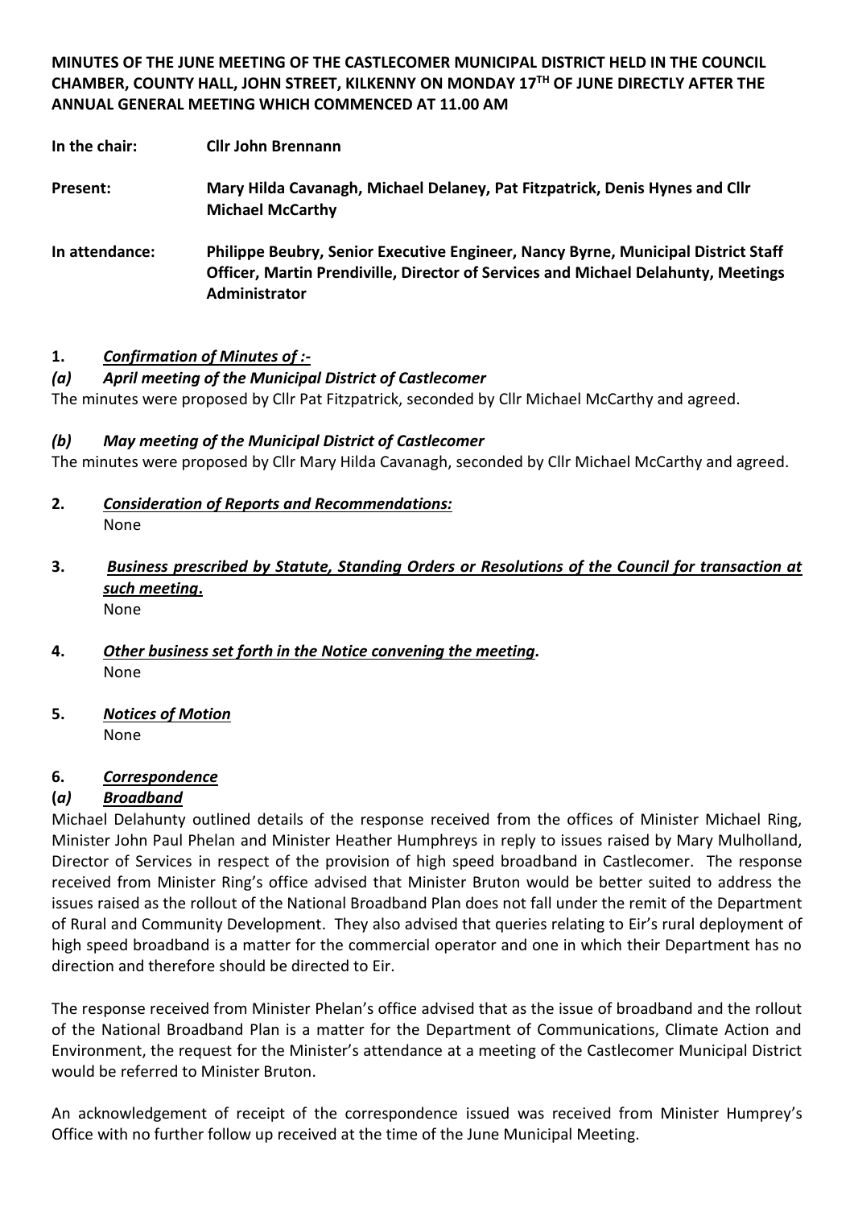**MINUTES OF THE JUNE MEETING OF THE CASTLECOMER MUNICIPAL DISTRICT HELD IN THE COUNCIL CHAMBER, COUNTY HALL, JOHN STREET, KILKENNY ON MONDAY 17TH OF JUNE DIRECTLY AFTER THE ANNUAL GENERAL MEETING WHICH COMMENCED AT 11.00 AM**

**In the chair:** **Cllr John Brennann**

**Present:** **Mary Hilda Cavanagh, Michael Delaney, Pat Fitzpatrick, Denis Hynes and Cllr Michael McCarthy**

**In attendance:** **Philippe Beubry, Senior Executive Engineer, Nancy Byrne, Municipal District Staff Officer, Martin Prendiville, Director of Services and Michael Delahunty, Meetings Administrator**

**1.** ***Confirmation of Minutes of :-***

***(a) April meeting of the Municipal District of Castlecomer***

The minutes were proposed by Cllr Pat Fitzpatrick, seconded by Cllr Michael McCarthy and agreed.

***(b) May meeting of the Municipal District of Castlecomer***

The minutes were proposed by Cllr Mary Hilda Cavanagh, seconded by Cllr Michael McCarthy and agreed.

**2.** ***Consideration of Reports and Recommendations:***

None

**3.** ***Business prescribed by Statute, Standing Orders or Resolutions of the Council for transaction at such meeting.***

None

**4.** ***Other business set forth in the Notice convening the meeting.***

None

**5.** ***Notices of Motion***

None

**6.** ***Correspondence***

**(*a*)** ***Broadband***

Michael Delahunty outlined details of the response received from the offices of Minister Michael Ring, Minister John Paul Phelan and Minister Heather Humphreys in reply to issues raised by Mary Mulholland, Director of Services in respect of the provision of high speed broadband in Castlecomer. The response received from Minister Ring's office advised that Minister Bruton would be better suited to address the issues raised as the rollout of the National Broadband Plan does not fall under the remit of the Department of Rural and Community Development. They also advised that queries relating to Eir's rural deployment of high speed broadband is a matter for the commercial operator and one in which their Department has no direction and therefore should be directed to Eir.

The response received from Minister Phelan's office advised that as the issue of broadband and the rollout of the National Broadband Plan is a matter for the Department of Communications, Climate Action and Environment, the request for the Minister's attendance at a meeting of the Castlecomer Municipal District would be referred to Minister Bruton.

An acknowledgement of receipt of the correspondence issued was received from Minister Humprey's Office with no further follow up received at the time of the June Municipal Meeting.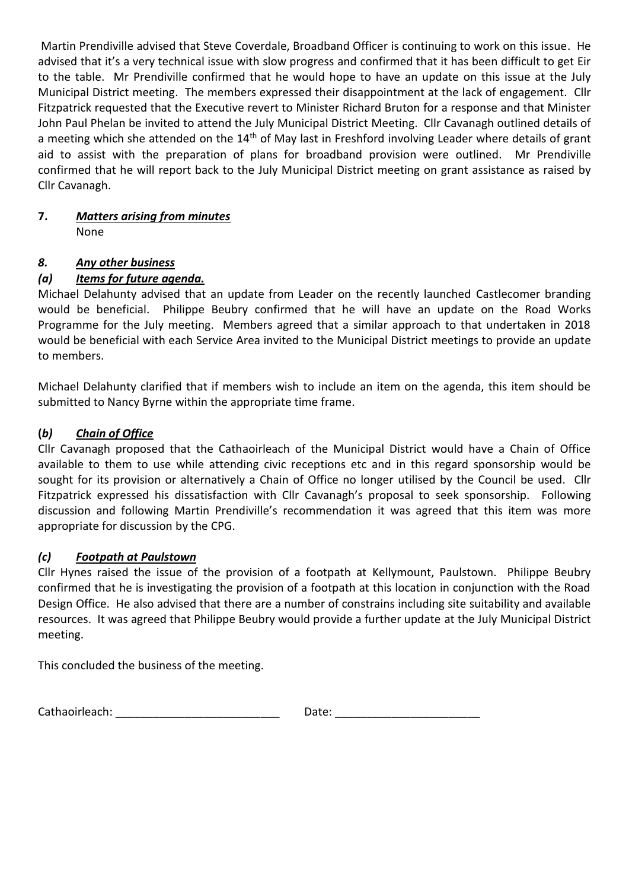Martin Prendiville advised that Steve Coverdale, Broadband Officer is continuing to work on this issue. He advised that it's a very technical issue with slow progress and confirmed that it has been difficult to get Eir to the table. Mr Prendiville confirmed that he would hope to have an update on this issue at the July Municipal District meeting. The members expressed their disappointment at the lack of engagement. Cllr Fitzpatrick requested that the Executive revert to Minister Richard Bruton for a response and that Minister John Paul Phelan be invited to attend the July Municipal District Meeting. Cllr Cavanagh outlined details of a meeting which she attended on the 14th of May last in Freshford involving Leader where details of grant aid to assist with the preparation of plans for broadband provision were outlined. Mr Prendiville confirmed that he will report back to the July Municipal District meeting on grant assistance as raised by Cllr Cavanagh.

**7.** ***Matters arising from minutes***

None

***8. Any other business***

***(a) Items for future agenda.***

Michael Delahunty advised that an update from Leader on the recently launched Castlecomer branding would be beneficial. Philippe Beubry confirmed that he will have an update on the Road Works Programme for the July meeting. Members agreed that a similar approach to that undertaken in 2018 would be beneficial with each Service Area invited to the Municipal District meetings to provide an update to members.

Michael Delahunty clarified that if members wish to include an item on the agenda, this item should be submitted to Nancy Byrne within the appropriate time frame.

**(*b*)** ***Chain of Office***

Cllr Cavanagh proposed that the Cathaoirleach of the Municipal District would have a Chain of Office available to them to use while attending civic receptions etc and in this regard sponsorship would be sought for its provision or alternatively a Chain of Office no longer utilised by the Council be used. Cllr Fitzpatrick expressed his dissatisfaction with Cllr Cavanagh's proposal to seek sponsorship. Following discussion and following Martin Prendiville's recommendation it was agreed that this item was more appropriate for discussion by the CPG.

***(c) Footpath at Paulstown***

Cllr Hynes raised the issue of the provision of a footpath at Kellymount, Paulstown. Philippe Beubry confirmed that he is investigating the provision of a footpath at this location in conjunction with the Road Design Office. He also advised that there are a number of constrains including site suitability and available resources. It was agreed that Philippe Beubry would provide a further update at the July Municipal District meeting.

This concluded the business of the meeting.

Cathaoirleach: __________________________ Date: _______________________